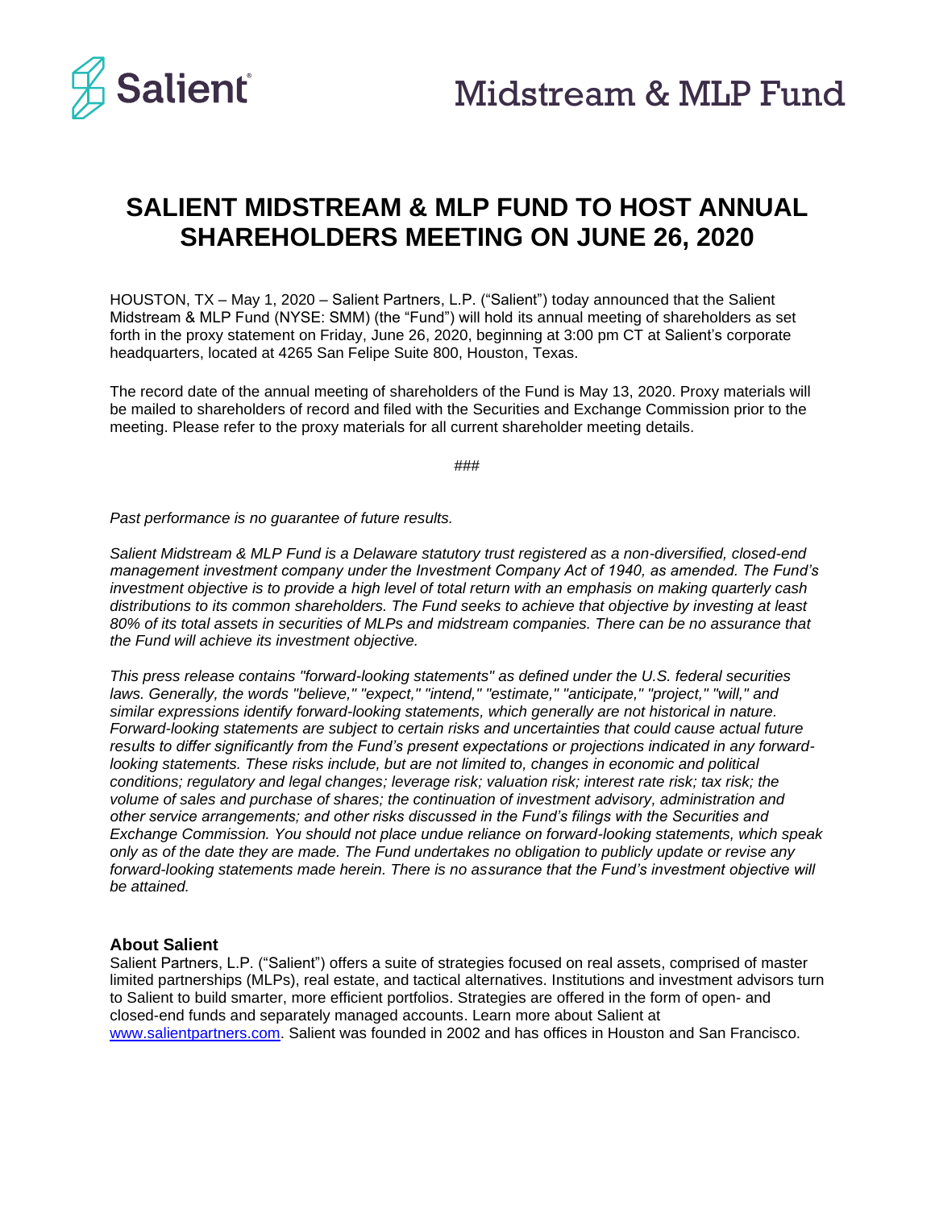Salient

Midstream & MLP Fund

# SALIENT MIDSTREAM & MLP FUND TO HOST ANNUAL SHAREHOLDERS MEETING ON JUNE 26, 2020

HOUSTON, TX – May 1, 2020 – Salient Partners, L.P. ("Salient") today announced that the Salient Midstream & MLP Fund (NYSE: SMM) (the "Fund") will hold its annual meeting of shareholders as set forth in the proxy statement on Friday, June 26, 2020, beginning at 3:00 pm CT at Salient's corporate headquarters, located at 4265 San Felipe Suite 800, Houston, Texas.

The record date of the annual meeting of shareholders of the Fund is May 13, 2020. Proxy materials will be mailed to shareholders of record and filed with the Securities and Exchange Commission prior to the meeting. Please refer to the proxy materials for all current shareholder meeting details.

###

*Past performance is no guarantee of future results.*

*Salient Midstream & MLP Fund is a Delaware statutory trust registered as a non-diversified, closed-end management investment company under the Investment Company Act of 1940, as amended. The Fund's investment objective is to provide a high level of total return with an emphasis on making quarterly cash distributions to its common shareholders. The Fund seeks to achieve that objective by investing at least 80% of its total assets in securities of MLPs and midstream companies. There can be no assurance that the Fund will achieve its investment objective.*

*This press release contains "forward-looking statements" as defined under the U.S. federal securities laws. Generally, the words "believe," "expect," "intend," "estimate," "anticipate," "project," "will," and similar expressions identify forward-looking statements, which generally are not historical in nature. Forward-looking statements are subject to certain risks and uncertainties that could cause actual future results to differ significantly from the Fund's present expectations or projections indicated in any forward-looking statements. These risks include, but are not limited to, changes in economic and political conditions; regulatory and legal changes; leverage risk; valuation risk; interest rate risk; tax risk; the volume of sales and purchase of shares; the continuation of investment advisory, administration and other service arrangements; and other risks discussed in the Fund's filings with the Securities and Exchange Commission. You should not place undue reliance on forward-looking statements, which speak only as of the date they are made. The Fund undertakes no obligation to publicly update or revise any forward-looking statements made herein. There is no assurance that the Fund's investment objective will be attained.*

### About Salient

Salient Partners, L.P. ("Salient") offers a suite of strategies focused on real assets, comprised of master limited partnerships (MLPs), real estate, and tactical alternatives. Institutions and investment advisors turn to Salient to build smarter, more efficient portfolios. Strategies are offered in the form of open- and closed-end funds and separately managed accounts. Learn more about Salient at www.salientpartners.com. Salient was founded in 2002 and has offices in Houston and San Francisco.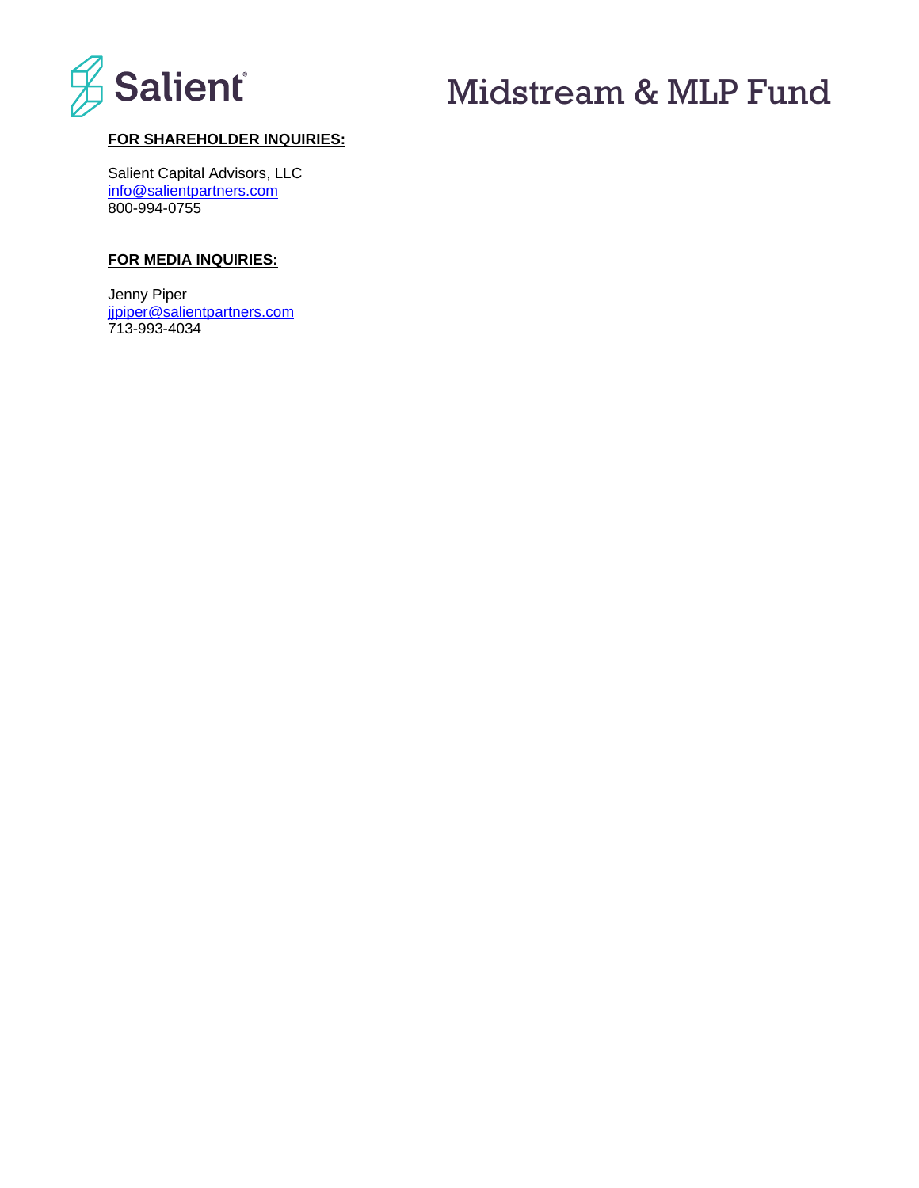Salient

# Midstream & MLP Fund

**FOR SHAREHOLDER INQUIRIES:**

Salient Capital Advisors, LLC
info@salientpartners.com
800-994-0755

**FOR MEDIA INQUIRIES:**

Jenny Piper
jjpiper@salientpartners.com
713-993-4034